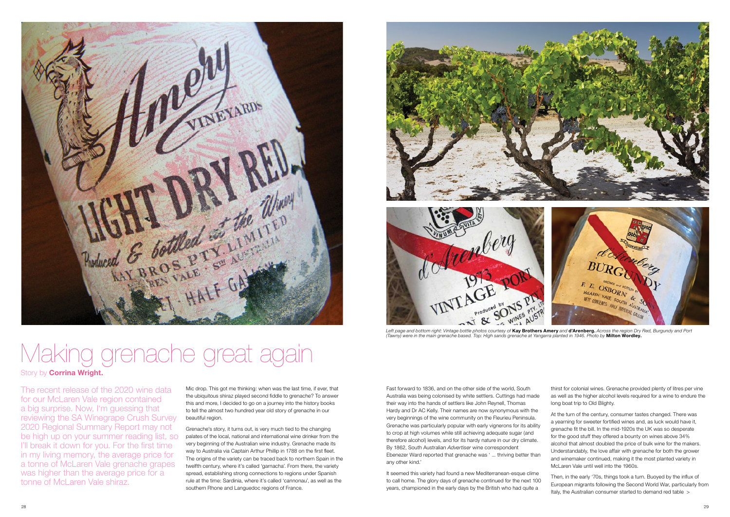# Making grenache great again

Story by **Corrina Wright.**

The recent release of the 2020 wine data for our McLaren Vale region contained a big surprise. Now, I'm guessing that reviewing the SA Winegrape Crush Survey 2020 Regional Summary Report may not be high up on your summer reading list, so I'll break it down for you. For the first time in my living memory, the average price for a tonne of McLaren Vale grenache grapes was higher than the average price for a tonne of McLaren Vale shiraz.

Mic drop. This got me thinking: when was the last time, if ever, that the ubiquitous shiraz played second fiddle to grenache? To answer this and more, I decided to go on a journey into the history books to tell the almost two hundred year old story of grenache in our beautiful region.

Grenache's story, it turns out, is very much tied to the changing palates of the local, national and international wine drinker from the very beginning of the Australian wine industry. Grenache made its way to Australia via Captain Arthur Phillip in 1788 on the first fleet. The origins of the variety can be traced back to northern Spain in the twelfth century, where it's called 'garnacha'. From there, the variety spread, establishing strong connections to regions under Spanish rule at the time: Sardinia, where it's called 'cannonau', as well as the southern Rhone and Languedoc regions of France.

*Left page and bottom right: Vintage bottle photos courtesy of* ***Kay Brothers Amery*** *and* ***d'Arenberg.*** *Across the region Dry Red, Burgundy and Port (Tawny) were in the main grenache based. Top: High sands grenache at Yangarra planted in 1946. Photo by* ***Milton Wordley.***

Fast forward to 1836, and on the other side of the world, South Australia was being colonised by white settlers. Cuttings had made their way into the hands of settlers like John Reynell, Thomas Hardy and Dr AC Kelly. Their names are now synonymous with the very beginnings of the wine community on the Fleurieu Peninsula. Grenache was particularly popular with early vignerons for its ability to crop at high volumes while still achieving adequate sugar (and therefore alcohol) levels, and for its hardy nature in our dry climate. By 1862, South Australian *Advertiser* wine correspondent Ebenezer Ward reported that grenache was ' ... thriving better than any other kind.'

It seemed this variety had found a new Mediterranean-esque clime to call home. The glory days of grenache continued for the next 100 years, championed in the early days by the British who had quite a thirst for colonial wines. Grenache provided plenty of litres per vine as well as the higher alcohol levels required for a wine to endure the long boat trip to Old Blighty.

At the turn of the century, consumer tastes changed. There was a yearning for sweeter fortified wines and, as luck would have it, grenache fit the bill. In the mid-1920s the UK was so desperate for the good stuff they offered a bounty on wines above 34% alcohol that almost doubled the price of bulk wine for the makers. Understandably, the love affair with grenache for both the grower and winemaker continued, making it the most planted variety in McLaren Vale until well into the 1960s.

Then, in the early '70s, things took a turn. Buoyed by the influx of European migrants following the Second World War, particularly from Italy, the Australian consumer started to demand red table >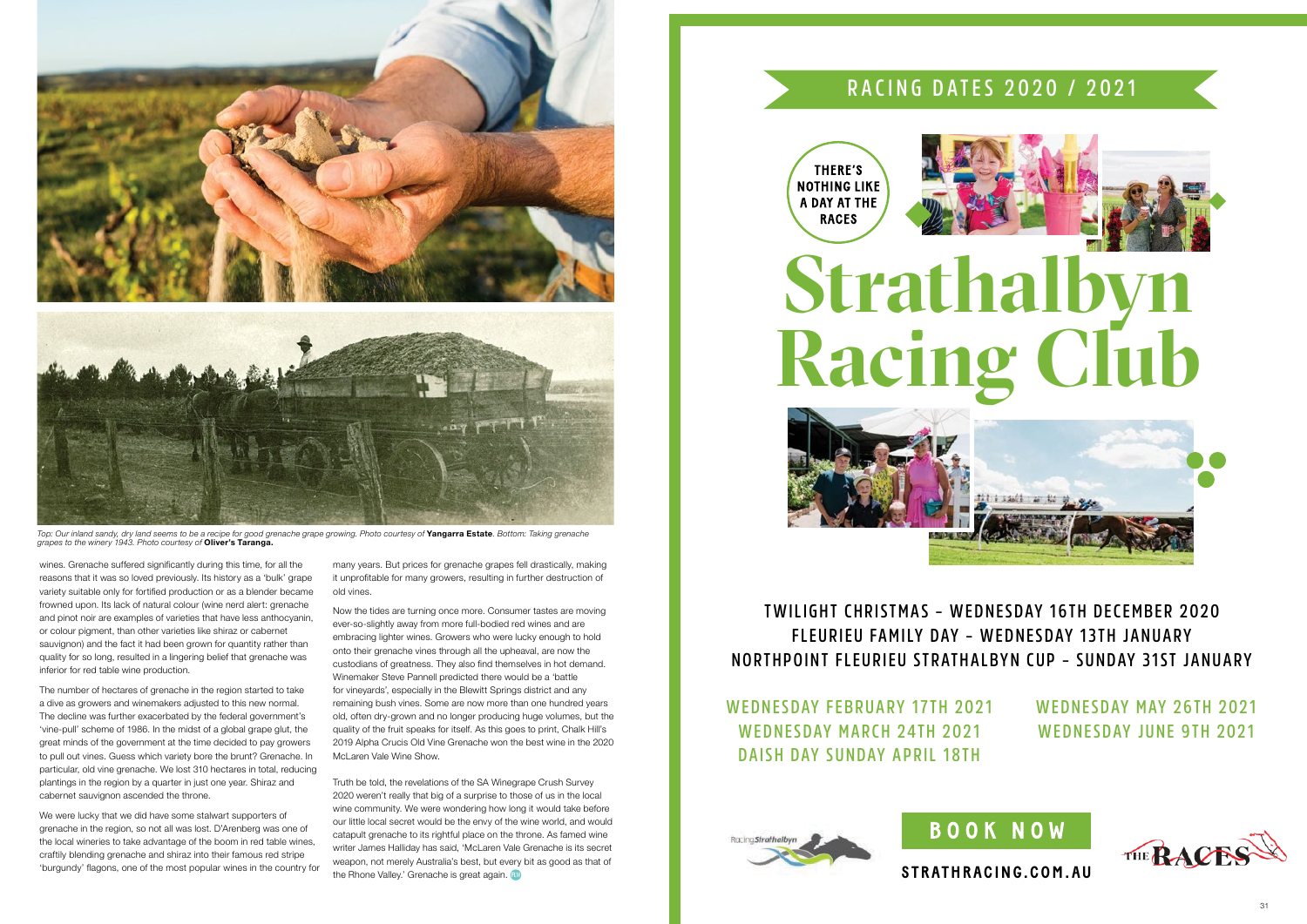*Top: Our inland sandy, dry land seems to be a recipe for good grenache grape growing. Photo courtesy of* **Yangarra Estate**. *Bottom: Taking grenache grapes to the winery 1943. Photo courtesy of* **Oliver's Taranga.**

wines. Grenache suffered significantly during this time, for all the reasons that it was so loved previously. Its history as a 'bulk' grape variety suitable only for fortified production or as a blender became frowned upon. Its lack of natural colour (wine nerd alert: grenache and pinot noir are examples of varieties that have less anthocyanin, or colour pigment, than other varieties like shiraz or cabernet sauvignon) and the fact it had been grown for quantity rather than quality for so long, resulted in a lingering belief that grenache was inferior for red table wine production.

The number of hectares of grenache in the region started to take a dive as growers and winemakers adjusted to this new normal. The decline was further exacerbated by the federal government's 'vine-pull' scheme of 1986. In the midst of a global grape glut, the great minds of the government at the time decided to pay growers to pull out vines. Guess which variety bore the brunt? Grenache. In particular, old vine grenache. We lost 310 hectares in total, reducing plantings in the region by a quarter in just one year. Shiraz and cabernet sauvignon ascended the throne.

We were lucky that we did have some stalwart supporters of grenache in the region, so not all was lost. D'Arenberg was one of the local wineries to take advantage of the boom in red table wines, craftily blending grenache and shiraz into their famous red stripe 'burgundy' flagons, one of the most popular wines in the country for many years. But prices for grenache grapes fell drastically, making it unprofitable for many growers, resulting in further destruction of old vines.

Now the tides are turning once more. Consumer tastes are moving ever-so-slightly away from more full-bodied red wines and are embracing lighter wines. Growers who were lucky enough to hold onto their grenache vines through all the upheaval, are now the custodians of greatness. They also find themselves in hot demand. Winemaker Steve Pannell predicted there would be a 'battle for vineyards', especially in the Blewitt Springs district and any remaining bush vines. Some are now more than one hundred years old, often dry-grown and no longer producing huge volumes, but the quality of the fruit speaks for itself. As this goes to print, Chalk Hill's 2019 Alpha Crucis Old Vine Grenache won the best wine in the 2020 McLaren Vale Wine Show.

Truth be told, the revelations of the SA Winegrape Crush Survey 2020 weren't really that big of a surprise to those of us in the local wine community. We were wondering how long it would take before our little local secret would be the envy of the wine world, and would catapult grenache to its rightful place on the throne. As famed wine writer James Halliday has said, 'McLaren Vale Grenache is its secret weapon, not merely Australia's best, but every bit as good as that of the Rhone Valley.' Grenache is great again.

## RACING DATES 2020 / 2021

THERE'S NOTHING LIKE A DAY AT THE RACES

# Strathalbyn Racing Club

TWILIGHT CHRISTMAS - WEDNESDAY 16TH DECEMBER 2020
FLEURIEU FAMILY DAY - WEDNESDAY 13TH JANUARY
NORTHPOINT FLEURIEU STRATHALBYN CUP - SUNDAY 31ST JANUARY

WEDNESDAY FEBRUARY 17TH 2021
WEDNESDAY MARCH 24TH 2021
DAISH DAY SUNDAY APRIL 18TH

WEDNESDAY MAY 26TH 2021
WEDNESDAY JUNE 9TH 2021

Racing Strathalbyn

**BOOK NOW**

STRATHRACING.COM.AU

THE RACES